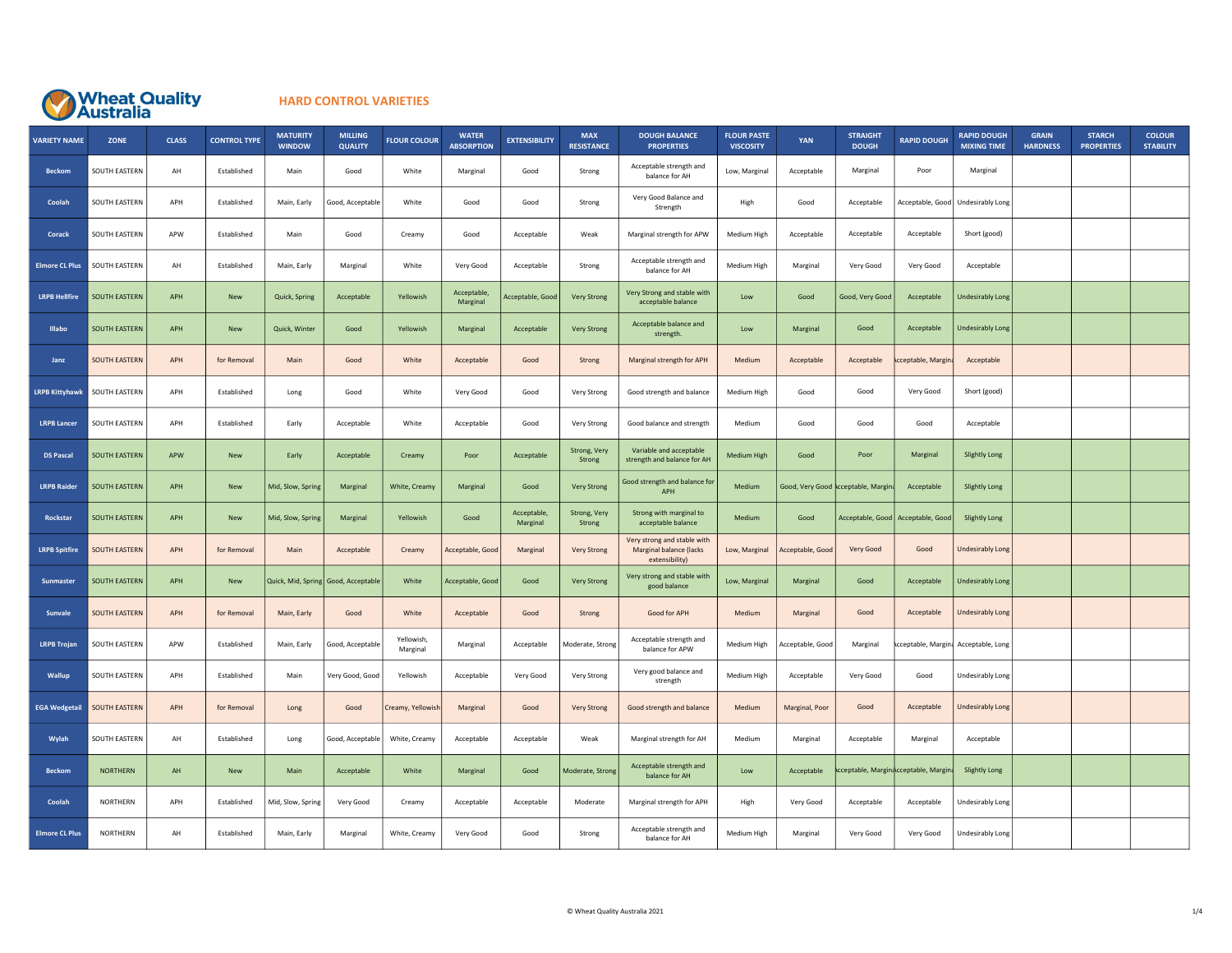Wheat Quality Australia

# HARD CONTROL VARIETIES

| VARIETY NAME | ZONE | CLASS | CONTROL TYPE | MATURITY WINDOW | MILLING QUALITY | FLOUR COLOUR | WATER ABSORPTION | EXTENSIBILITY | MAX RESISTANCE | DOUGH BALANCE PROPERTIES | FLOUR PASTE VISCOSITY | YAN | STRAIGHT DOUGH | RAPID DOUGH | RAPID DOUGH MIXING TIME | GRAIN HARDNESS | STARCH PROPERTIES | COLOUR STABILITY |
|---|---|---|---|---|---|---|---|---|---|---|---|---|---|---|---|---|---|---|
| Beckom | SOUTH EASTERN | AH | Established | Main | Good | White | Marginal | Good | Strong | Acceptable strength and balance for AH | Low, Marginal | Acceptable | Marginal | Poor | Marginal | | | |
| Coolah | SOUTH EASTERN | APH | Established | Main, Early | Good, Acceptable | White | Good | Good | Strong | Very Good Balance and Strength | High | Good | Acceptable | Acceptable, Good | Undesirably Long | | | |
| Corack | SOUTH EASTERN | APW | Established | Main | Good | Creamy | Good | Acceptable | Weak | Marginal strength for APW | Medium High | Acceptable | Acceptable | Acceptable | Short (good) | | | |
| Elmore CL Plus | SOUTH EASTERN | AH | Established | Main, Early | Marginal | White | Very Good | Acceptable | Strong | Acceptable strength and balance for AH | Medium High | Marginal | Very Good | Very Good | Acceptable | | | |
| LRPB Hellfire | SOUTH EASTERN | APH | New | Quick, Spring | Acceptable | Yellowish | Acceptable, Marginal | Acceptable, Good | Very Strong | Very Strong and stable with acceptable balance | Low | Good | Good, Very Good | Acceptable | Undesirably Long | | | |
| Illabo | SOUTH EASTERN | APH | New | Quick, Winter | Good | Yellowish | Marginal | Acceptable | Very Strong | Acceptable balance and strength. | Low | Marginal | Good | Acceptable | Undesirably Long | | | |
| Janz | SOUTH EASTERN | APH | for Removal | Main | Good | White | Acceptable | Good | Strong | Marginal strength for APH | Medium | Acceptable | Acceptable | Acceptable, Marginal | Acceptable | | | |
| LRPB Kittyhawk | SOUTH EASTERN | APH | Established | Long | Good | White | Very Good | Good | Very Strong | Good strength and balance | Medium High | Good | Good | Very Good | Short (good) | | | |
| LRPB Lancer | SOUTH EASTERN | APH | Established | Early | Acceptable | White | Acceptable | Good | Very Strong | Good balance and strength | Medium | Good | Good | Good | Acceptable | | | |
| DS Pascal | SOUTH EASTERN | APW | New | Early | Acceptable | Creamy | Poor | Acceptable | Strong, Very Strong | Variable and acceptable strength and balance for AH | Medium High | Good | Poor | Marginal | Slightly Long | | | |
| LRPB Raider | SOUTH EASTERN | APH | New | Mid, Slow, Spring | Marginal | White, Creamy | Marginal | Good | Very Strong | Good strength and balance for APH | Medium | Good, Very Good | Acceptable, Marginal | Acceptable | Slightly Long | | | |
| Rockstar | SOUTH EASTERN | APH | New | Mid, Slow, Spring | Marginal | Yellowish | Good | Acceptable, Marginal | Strong, Very Strong | Strong with marginal to acceptable balance | Medium | Good | Acceptable, Good | Acceptable, Good | Slightly Long | | | |
| LRPB Spitfire | SOUTH EASTERN | APH | for Removal | Main | Acceptable | Creamy | Acceptable, Good | Marginal | Very Strong | Very strong and stable with Marginal balance (lacks extensibility) | Low, Marginal | Acceptable, Good | Very Good | Good | Undesirably Long | | | |
| Sunmaster | SOUTH EASTERN | APH | New | Quick, Mid, Spring | Good, Acceptable | White | Acceptable, Good | Good | Very Strong | Very strong and stable with good balance | Low, Marginal | Marginal | Good | Acceptable | Undesirably Long | | | |
| Sunvale | SOUTH EASTERN | APH | for Removal | Main, Early | Good | White | Acceptable | Good | Strong | Good for APH | Medium | Marginal | Good | Acceptable | Undesirably Long | | | |
| LRPB Trojan | SOUTH EASTERN | APW | Established | Main, Early | Good, Acceptable | Yellowish, Marginal | Marginal | Acceptable | Moderate, Strong | Acceptable strength and balance for APW | Medium High | Acceptable, Good | Marginal | Acceptable, Marginal | Acceptable, Long | | | |
| Wallup | SOUTH EASTERN | APH | Established | Main | Very Good, Good | Yellowish | Acceptable | Very Good | Very Strong | Very good balance and strength | Medium High | Acceptable | Very Good | Good | Undesirably Long | | | |
| EGA Wedgetail | SOUTH EASTERN | APH | for Removal | Long | Good | Creamy, Yellowish | Marginal | Good | Very Strong | Good strength and balance | Medium | Marginal, Poor | Good | Acceptable | Undesirably Long | | | |
| Wylah | SOUTH EASTERN | AH | Established | Long | Good, Acceptable | White, Creamy | Acceptable | Acceptable | Weak | Marginal strength for AH | Medium | Marginal | Acceptable | Marginal | Acceptable | | | |
| Beckom | NORTHERN | AH | New | Main | Acceptable | White | Marginal | Good | Moderate, Strong | Acceptable strength and balance for AH | Low | Acceptable | Acceptable, Marginal | Acceptable, Marginal | Slightly Long | | | |
| Coolah | NORTHERN | APH | Established | Mid, Slow, Spring | Very Good | Creamy | Acceptable | Acceptable | Moderate | Marginal strength for APH | High | Very Good | Acceptable | Acceptable | Undesirably Long | | | |
| Elmore CL Plus | NORTHERN | AH | Established | Main, Early | Marginal | White, Creamy | Very Good | Good | Strong | Acceptable strength and balance for AH | Medium High | Marginal | Very Good | Very Good | Undesirably Long | | | |

© Wheat Quality Australia 2021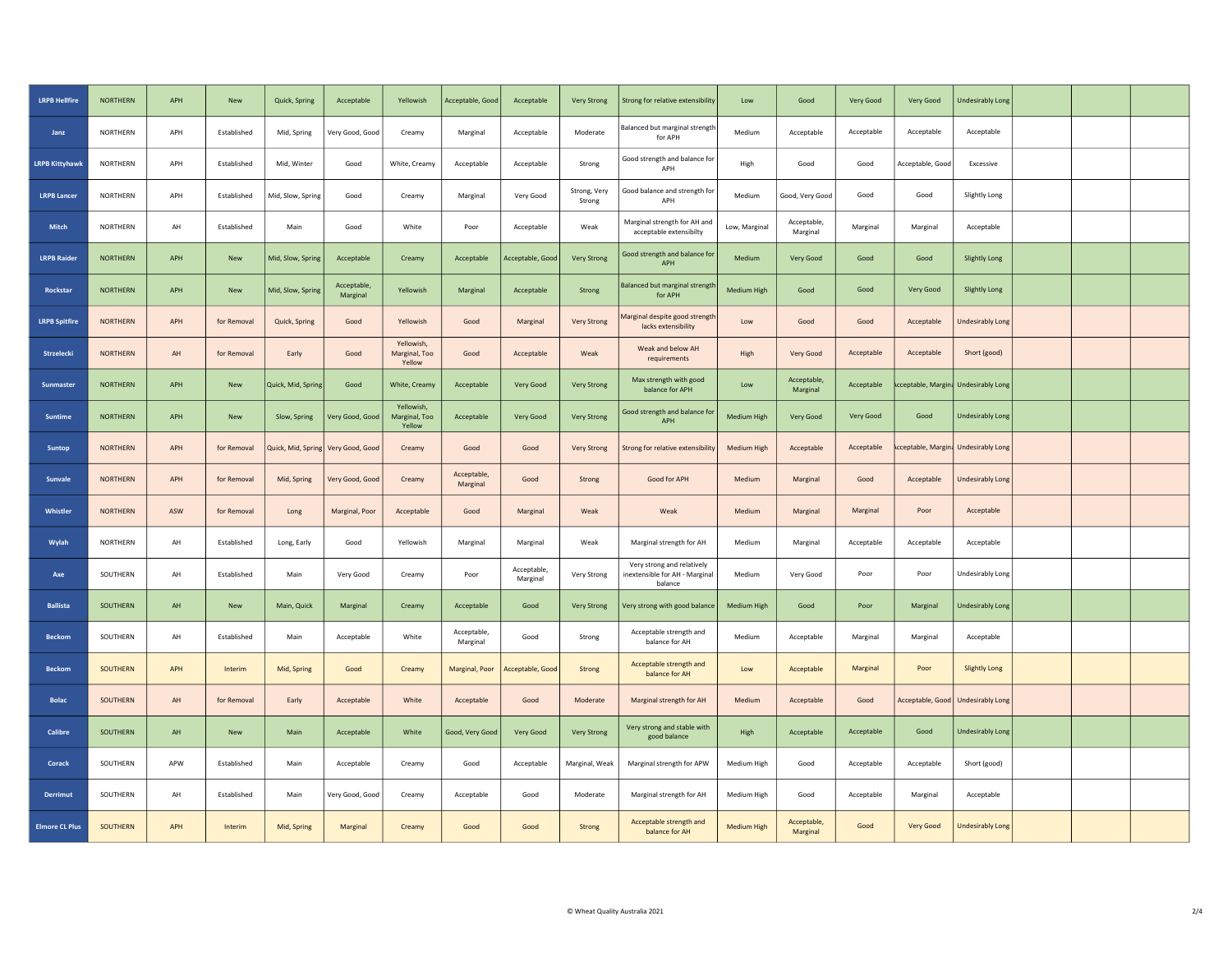| | | | | | | | | | | | | | | | | | | |
|---|---|---|---|---|---|---|---|---|---|---|---|---|---|---|---|---|---|---|
| LRPB Hellfire | NORTHERN | APH | New | Quick, Spring | Acceptable | Yellowish | Acceptable, Good | Acceptable | Very Strong | Strong for relative extensibility | Low | Good | Very Good | Very Good | Undesirably Long | | | |
| Janz | NORTHERN | APH | Established | Mid, Spring | Very Good, Good | Creamy | Marginal | Acceptable | Moderate | Balanced but marginal strength for APH | Medium | Acceptable | Acceptable | Acceptable | Acceptable | | | |
| LRPB Kittyhawk | NORTHERN | APH | Established | Mid, Winter | Good | White, Creamy | Acceptable | Acceptable | Strong | Good strength and balance for APH | High | Good | Good | Acceptable, Good | Excessive | | | |
| LRPB Lancer | NORTHERN | APH | Established | Mid, Slow, Spring | Good | Creamy | Marginal | Very Good | Strong, Very Strong | Good balance and strength for APH | Medium | Good, Very Good | Good | Good | Slightly Long | | | |
| Mitch | NORTHERN | AH | Established | Main | Good | White | Poor | Acceptable | Weak | Marginal strength for AH and acceptable extensibilty | Low, Marginal | Acceptable, Marginal | Marginal | Marginal | Acceptable | | | |
| LRPB Raider | NORTHERN | APH | New | Mid, Slow, Spring | Acceptable | Creamy | Acceptable | Acceptable, Good | Very Strong | Good strength and balance for APH | Medium | Very Good | Good | Good | Slightly Long | | | |
| Rockstar | NORTHERN | APH | New | Mid, Slow, Spring | Acceptable, Marginal | Yellowish | Marginal | Acceptable | Strong | Balanced but marginal strength for APH | Medium High | Good | Good | Very Good | Slightly Long | | | |
| LRPB Spitfire | NORTHERN | APH | for Removal | Quick, Spring | Good | Yellowish | Good | Marginal | Very Strong | Marginal despite good strength lacks extensibility | Low | Good | Good | Acceptable | Undesirably Long | | | |
| Strzelecki | NORTHERN | AH | for Removal | Early | Good | Yellowish, Marginal, Too Yellow | Good | Acceptable | Weak | Weak and below AH requirements | High | Very Good | Acceptable | Acceptable | Short (good) | | | |
| Sunmaster | NORTHERN | APH | New | Quick, Mid, Spring | Good | White, Creamy | Acceptable | Very Good | Very Strong | Max strength with good balance for APH | Low | Acceptable, Marginal | Acceptable | Acceptable, Marginal | Undesirably Long | | | |
| Suntime | NORTHERN | APH | New | Slow, Spring | Very Good, Good | Yellowish, Marginal, Too Yellow | Acceptable | Very Good | Very Strong | Good strength and balance for APH | Medium High | Very Good | Very Good | Good | Undesirably Long | | | |
| Suntop | NORTHERN | APH | for Removal | Quick, Mid, Spring | Very Good, Good | Creamy | Good | Good | Very Strong | Strong for relative extensibility | Medium High | Acceptable | Acceptable | Acceptable, Marginal | Undesirably Long | | | |
| Sunvale | NORTHERN | APH | for Removal | Mid, Spring | Very Good, Good | Creamy | Acceptable, Marginal | Good | Strong | Good for APH | Medium | Marginal | Good | Acceptable | Undesirably Long | | | |
| Whistler | NORTHERN | ASW | for Removal | Long | Marginal, Poor | Acceptable | Good | Marginal | Weak | Weak | Medium | Marginal | Marginal | Poor | Acceptable | | | |
| Wylah | NORTHERN | AH | Established | Long, Early | Good | Yellowish | Marginal | Marginal | Weak | Marginal strength for AH | Medium | Marginal | Acceptable | Acceptable | Acceptable | | | |
| Axe | SOUTHERN | AH | Established | Main | Very Good | Creamy | Poor | Acceptable, Marginal | Very Strong | Very strong and relatively inextensible for AH - Marginal balance | Medium | Very Good | Poor | Poor | Undesirably Long | | | |
| Ballista | SOUTHERN | AH | New | Main, Quick | Marginal | Creamy | Acceptable | Good | Very Strong | Very strong with good balance | Medium High | Good | Poor | Marginal | Undesirably Long | | | |
| Beckom | SOUTHERN | AH | Established | Main | Acceptable | White | Acceptable, Marginal | Good | Strong | Acceptable strength and balance for AH | Medium | Acceptable | Marginal | Marginal | Acceptable | | | |
| Beckom | SOUTHERN | APH | Interim | Mid, Spring | Good | Creamy | Marginal, Poor | Acceptable, Good | Strong | Acceptable strength and balance for AH | Low | Acceptable | Marginal | Poor | Slightly Long | | | |
| Bolac | SOUTHERN | AH | for Removal | Early | Acceptable | White | Acceptable | Good | Moderate | Marginal strength for AH | Medium | Acceptable | Good | Acceptable, Good | Undesirably Long | | | |
| Calibre | SOUTHERN | AH | New | Main | Acceptable | White | Good, Very Good | Very Good | Very Strong | Very strong and stable with good balance | High | Acceptable | Acceptable | Good | Undesirably Long | | | |
| Corack | SOUTHERN | APW | Established | Main | Acceptable | Creamy | Good | Acceptable | Marginal, Weak | Marginal strength for APW | Medium High | Good | Acceptable | Acceptable | Short (good) | | | |
| Derrimut | SOUTHERN | AH | Established | Main | Very Good, Good | Creamy | Acceptable | Good | Moderate | Marginal strength for AH | Medium High | Good | Acceptable | Marginal | Acceptable | | | |
| Elmore CL Plus | SOUTHERN | APH | Interim | Mid, Spring | Marginal | Creamy | Good | Good | Strong | Acceptable strength and balance for AH | Medium High | Acceptable, Marginal | Good | Very Good | Undesirably Long | | | |

© Wheat Quality Australia 2021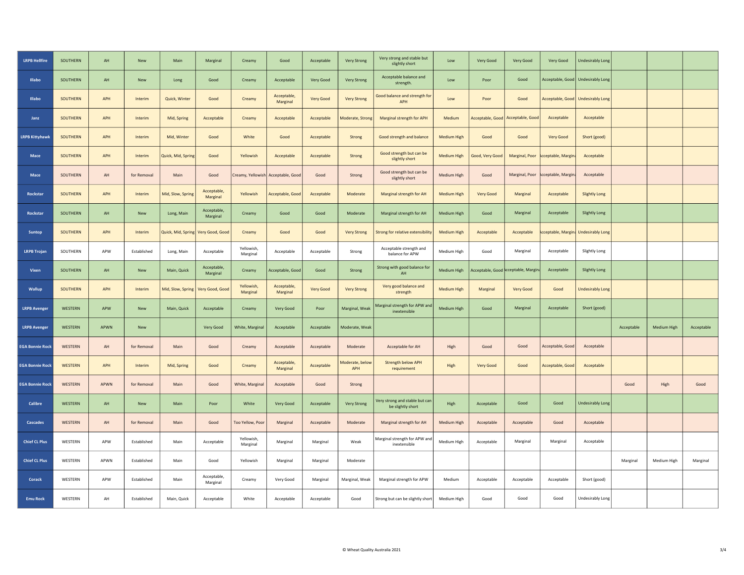| | | | | | | | | | | | | | | | | | | |
|---|---|---|---|---|---|---|---|---|---|---|---|---|---|---|---|---|---|---|
| LRPB Hellfire | SOUTHERN | AH | New | Main | Marginal | Creamy | Good | Acceptable | Very Strong | Very strong and stable but slightly short | Low | Very Good | Very Good | Very Good | Undesirably Long | | | |
| Illabo | SOUTHERN | AH | New | Long | Good | Creamy | Acceptable | Very Good | Very Strong | Acceptable balance and strength. | Low | Poor | Good | Acceptable, Good | Undesirably Long | | | |
| Illabo | SOUTHERN | APH | Interim | Quick, Winter | Good | Creamy | Acceptable, Marginal | Very Good | Very Strong | Good balance and strength for APH | Low | Poor | Good | Acceptable, Good | Undesirably Long | | | |
| Janz | SOUTHERN | APH | Interim | Mid, Spring | Acceptable | Creamy | Acceptable | Acceptable | Moderate, Strong | Marginal strength for APH | Medium | Acceptable, Good | Acceptable, Good | Acceptable | Acceptable | | | |
| LRPB Kittyhawk | SOUTHERN | APH | Interim | Mid, Winter | Good | White | Good | Acceptable | Strong | Good strength and balance | Medium High | Good | Good | Very Good | Short (good) | | | |
| Mace | SOUTHERN | APH | Interim | Quick, Mid, Spring | Good | Yellowish | Acceptable | Acceptable | Strong | Good strength but can be slightly short | Medium High | Good, Very Good | Marginal, Poor | Acceptable, Marginal | Acceptable | | | |
| Mace | SOUTHERN | AH | for Removal | Main | Good | Creamy, Yellowish | Acceptable, Good | Good | Strong | Good strength but can be slightly short | Medium High | Good | Marginal, Poor | Acceptable, Marginal | Acceptable | | | |
| Rockstar | SOUTHERN | APH | Interim | Mid, Slow, Spring | Acceptable, Marginal | Yellowish | Acceptable, Good | Acceptable | Moderate | Marginal strength for AH | Medium High | Very Good | Marginal | Acceptable | Slightly Long | | | |
| Rockstar | SOUTHERN | AH | New | Long, Main | Acceptable, Marginal | Creamy | Good | Good | Moderate | Marginal strength for AH | Medium High | Good | Marginal | Acceptable | Slightly Long | | | |
| Suntop | SOUTHERN | APH | Interim | Quick, Mid, Spring | Very Good, Good | Creamy | Good | Good | Very Strong | Strong for relative extensibility | Medium High | Acceptable | Acceptable | Acceptable, Marginal | Undesirably Long | | | |
| LRPB Trojan | SOUTHERN | APW | Established | Long, Main | Acceptable | Yellowish, Marginal | Acceptable | Acceptable | Strong | Acceptable strength and balance for APW | Medium High | Good | Marginal | Acceptable | Slightly Long | | | |
| Vixen | SOUTHERN | AH | New | Main, Quick | Acceptable, Marginal | Creamy | Acceptable, Good | Good | Strong | Strong with good balance for AH | Medium High | Acceptable, Good | Acceptable, Marginal | Acceptable | Slightly Long | | | |
| Wallup | SOUTHERN | APH | Interim | Mid, Slow, Spring | Very Good, Good | Yellowish, Marginal | Acceptable, Marginal | Very Good | Very Strong | Very good balance and strength | Medium High | Marginal | Very Good | Good | Undesirably Long | | | |
| LRPB Avenger | WESTERN | APW | New | Main, Quick | Acceptable | Creamy | Very Good | Poor | Marginal, Weak | Marginal strength for APW and inextensible | Medium High | Good | Marginal | Acceptable | Short (good) | | | |
| LRPB Avenger | WESTERN | APWN | New | | Very Good | White, Marginal | Acceptable | Acceptable | Moderate, Weak | | | | | | | Acceptable | Medium High | Acceptable |
| EGA Bonnie Rock | WESTERN | AH | for Removal | Main | Good | Creamy | Acceptable | Acceptable | Moderate | Acceptable for AH | High | Good | Good | Acceptable, Good | Acceptable | | | |
| EGA Bonnie Rock | WESTERN | APH | Interim | Mid, Spring | Good | Creamy | Acceptable, Marginal | Acceptable | Moderate, below APH | Strength below APH requirement | High | Very Good | Good | Acceptable, Good | Acceptable | | | |
| EGA Bonnie Rock | WESTERN | APWN | for Removal | Main | Good | White, Marginal | Acceptable | Good | Strong | | | | | | | Good | High | Good |
| Calibre | WESTERN | AH | New | Main | Poor | White | Very Good | Acceptable | Very Strong | Very strong and stable but can be slightly short | High | Acceptable | Good | Good | Undesirably Long | | | |
| Cascades | WESTERN | AH | for Removal | Main | Good | Too Yellow, Poor | Marginal | Acceptable | Moderate | Marginal strength for AH | Medium High | Acceptable | Acceptable | Good | Acceptable | | | |
| Chief CL Plus | WESTERN | APW | Established | Main | Acceptable | Yellowish, Marginal | Marginal | Marginal | Weak | Marginal strength for APW and inextensible | Medium High | Acceptable | Marginal | Marginal | Acceptable | | | |
| Chief CL Plus | WESTERN | APWN | Established | Main | Good | Yellowish | Marginal | Marginal | Moderate | | | | | | | Marginal | Medium High | Marginal |
| Corack | WESTERN | APW | Established | Main | Acceptable, Marginal | Creamy | Very Good | Marginal | Marginal, Weak | Marginal strength for APW | Medium | Acceptable | Acceptable | Acceptable | Short (good) | | | |
| Emu Rock | WESTERN | AH | Established | Main, Quick | Acceptable | White | Acceptable | Acceptable | Good | Strong but can be slightly short | Medium High | Good | Good | Good | Undesirably Long | | | |

© Wheat Quality Australia 2021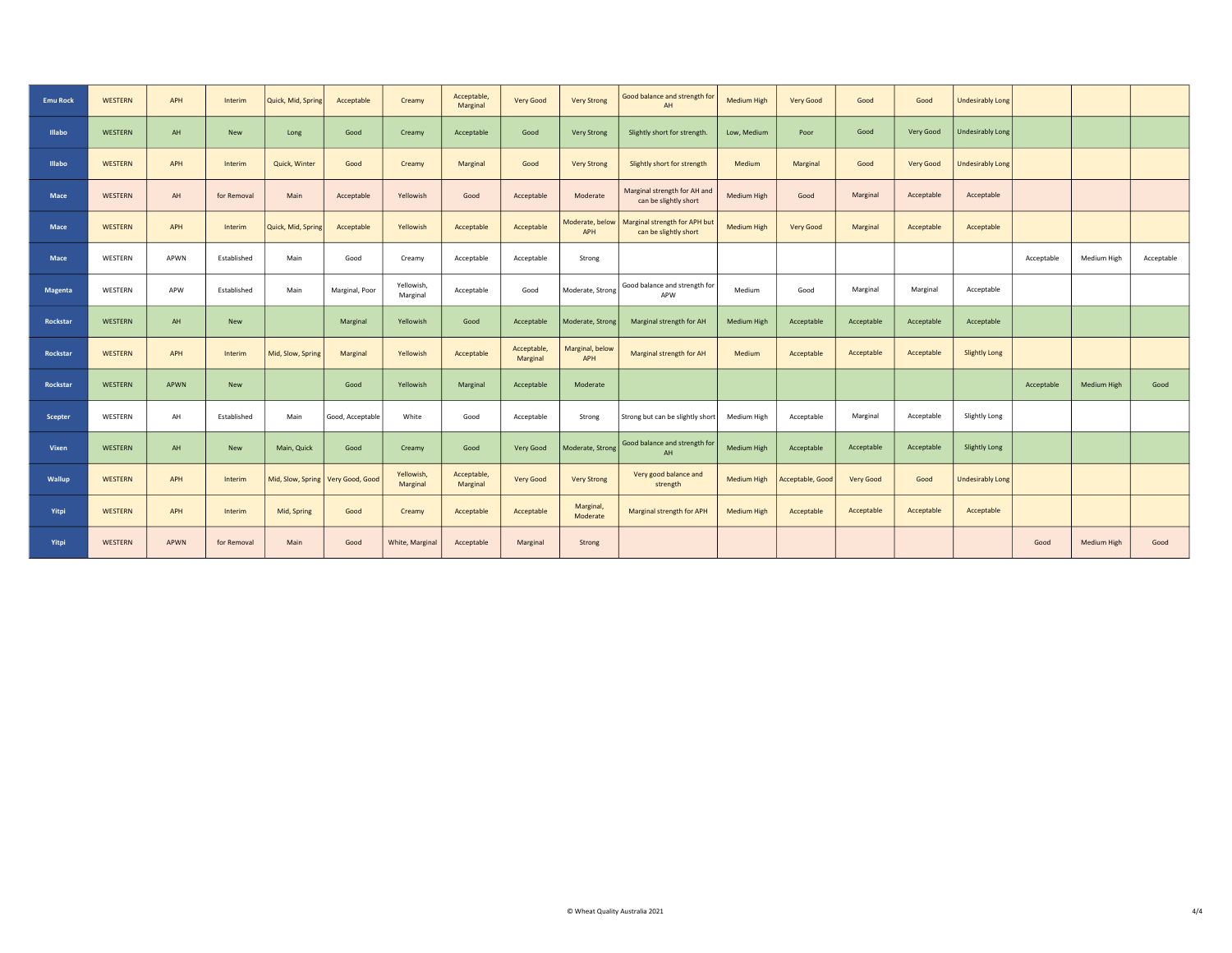| | | | | | | | | | | | | | | | | | | |
|---|---|---|---|---|---|---|---|---|---|---|---|---|---|---|---|---|---|---|
| Emu Rock | WESTERN | APH | Interim | Quick, Mid, Spring | Acceptable | Creamy | Acceptable, Marginal | Very Good | Very Strong | Good balance and strength for AH | Medium High | Very Good | Good | Good | Undesirably Long | | | |
| Illabo | WESTERN | AH | New | Long | Good | Creamy | Acceptable | Good | Very Strong | Slightly short for strength. | Low, Medium | Poor | Good | Very Good | Undesirably Long | | | |
| Illabo | WESTERN | APH | Interim | Quick, Winter | Good | Creamy | Marginal | Good | Very Strong | Slightly short for strength | Medium | Marginal | Good | Very Good | Undesirably Long | | | |
| Mace | WESTERN | AH | for Removal | Main | Acceptable | Yellowish | Good | Acceptable | Moderate | Marginal strength for AH and can be slightly short | Medium High | Good | Marginal | Acceptable | Acceptable | | | |
| Mace | WESTERN | APH | Interim | Quick, Mid, Spring | Acceptable | Yellowish | Acceptable | Acceptable | Moderate, below APH | Marginal strength for APH but can be slightly short | Medium High | Very Good | Marginal | Acceptable | Acceptable | | | |
| Mace | WESTERN | APWN | Established | Main | Good | Creamy | Acceptable | Acceptable | Strong | | | | | | | Acceptable | Medium High | Acceptable |
| Magenta | WESTERN | APW | Established | Main | Marginal, Poor | Yellowish, Marginal | Acceptable | Good | Moderate, Strong | Good balance and strength for APW | Medium | Good | Marginal | Marginal | Acceptable | | | |
| Rockstar | WESTERN | AH | New | | Marginal | Yellowish | Good | Acceptable | Moderate, Strong | Marginal strength for AH | Medium High | Acceptable | Acceptable | Acceptable | Acceptable | | | |
| Rockstar | WESTERN | APH | Interim | Mid, Slow, Spring | Marginal | Yellowish | Acceptable | Acceptable, Marginal | Marginal, below APH | Marginal strength for AH | Medium | Acceptable | Acceptable | Acceptable | Slightly Long | | | |
| Rockstar | WESTERN | APWN | New | | Good | Yellowish | Marginal | Acceptable | Moderate | | | | | | | Acceptable | Medium High | Good |
| Scepter | WESTERN | AH | Established | Main | Good, Acceptable | White | Good | Acceptable | Strong | Strong but can be slightly short | Medium High | Acceptable | Marginal | Acceptable | Slightly Long | | | |
| Vixen | WESTERN | AH | New | Main, Quick | Good | Creamy | Good | Very Good | Moderate, Strong | Good balance and strength for AH | Medium High | Acceptable | Acceptable | Acceptable | Slightly Long | | | |
| Wallup | WESTERN | APH | Interim | Mid, Slow, Spring | Very Good, Good | Yellowish, Marginal | Acceptable, Marginal | Very Good | Very Strong | Very good balance and strength | Medium High | Acceptable, Good | Very Good | Good | Undesirably Long | | | |
| Yitpi | WESTERN | APH | Interim | Mid, Spring | Good | Creamy | Acceptable | Acceptable | Marginal, Moderate | Marginal strength for APH | Medium High | Acceptable | Acceptable | Acceptable | Acceptable | | | |
| Yitpi | WESTERN | APWN | for Removal | Main | Good | White, Marginal | Acceptable | Marginal | Strong | | | | | | | Good | Medium High | Good |

© Wheat Quality Australia 2021